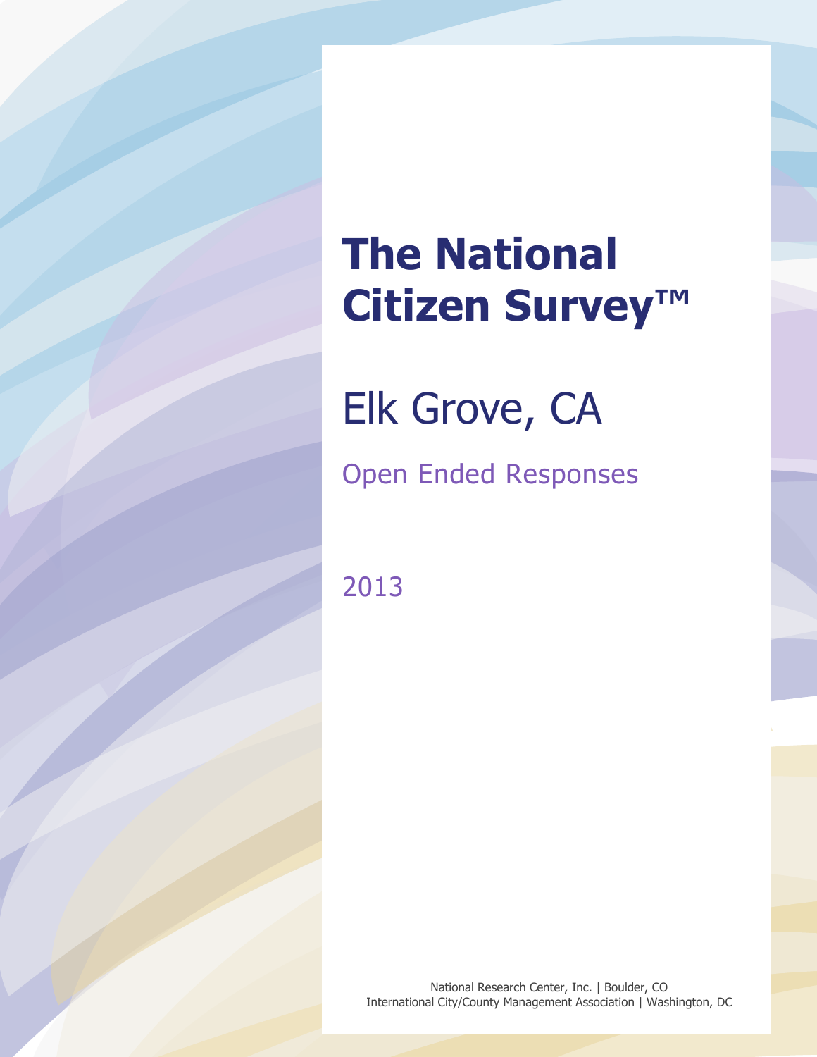# The National Citizen Survey™

## Elk Grove, CA

### Open Ended Responses

2013

National Research Center, Inc. | Boulder, CO
International City/County Management Association | Washington, DC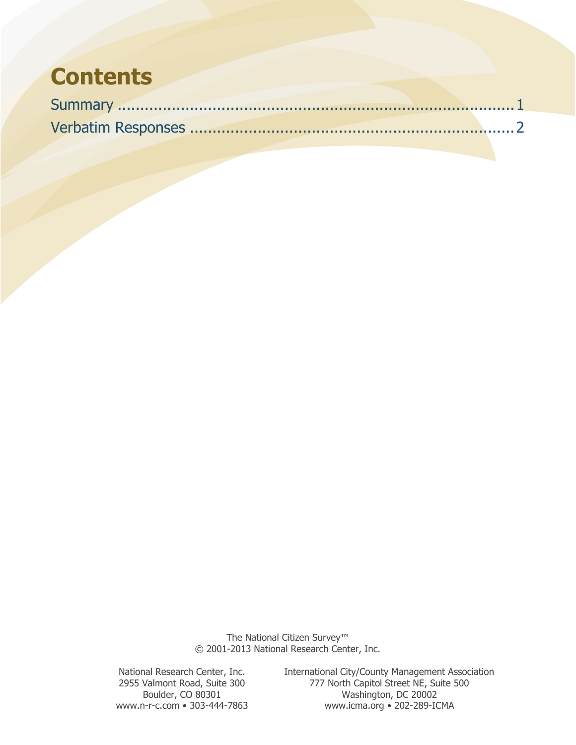# Contents

Summary ........................................................................................ 1
Verbatim Responses ........................................................................ 2

The National Citizen Survey™
© 2001-2013 National Research Center, Inc.

National Research Center, Inc.
2955 Valmont Road, Suite 300
Boulder, CO 80301
www.n-r-c.com • 303-444-7863

International City/County Management Association
777 North Capitol Street NE, Suite 500
Washington, DC 20002
www.icma.org • 202-289-ICMA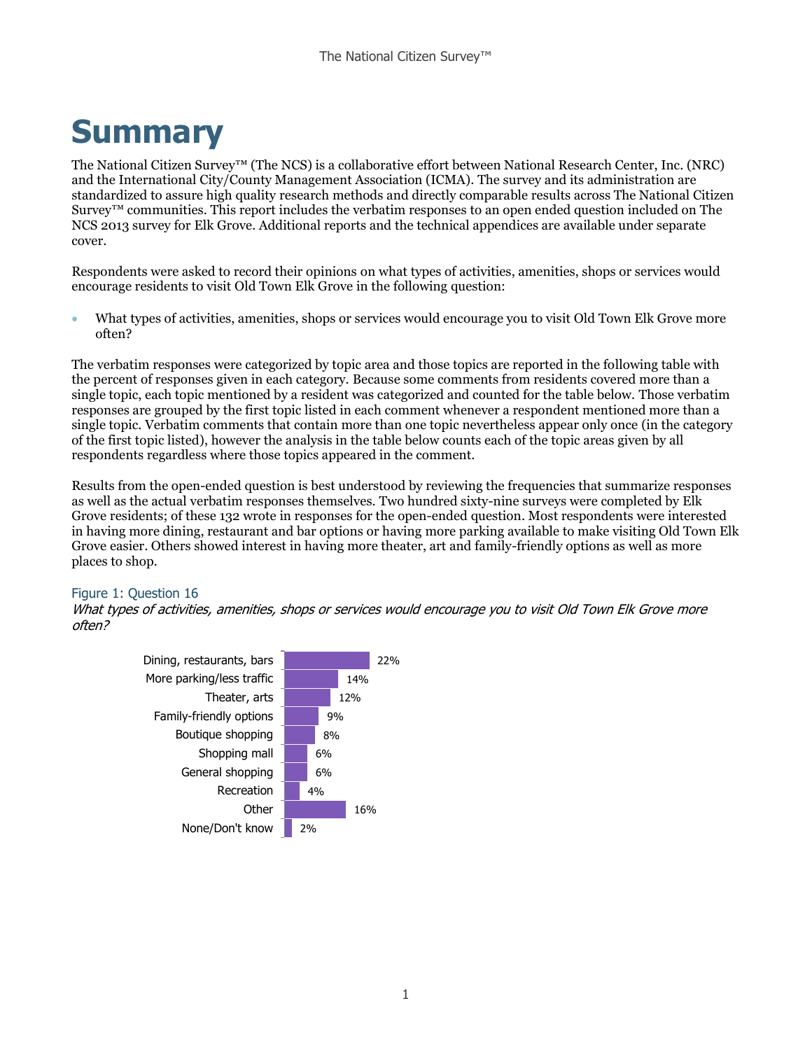# Summary

The National Citizen Survey™ (The NCS) is a collaborative effort between National Research Center, Inc. (NRC) and the International City/County Management Association (ICMA). The survey and its administration are standardized to assure high quality research methods and directly comparable results across The National Citizen Survey™ communities. This report includes the verbatim responses to an open ended question included on The NCS 2013 survey for Elk Grove. Additional reports and the technical appendices are available under separate cover.

Respondents were asked to record their opinions on what types of activities, amenities, shops or services would encourage residents to visit Old Town Elk Grove in the following question:

- What types of activities, amenities, shops or services would encourage you to visit Old Town Elk Grove more often?

The verbatim responses were categorized by topic area and those topics are reported in the following table with the percent of responses given in each category. Because some comments from residents covered more than a single topic, each topic mentioned by a resident was categorized and counted for the table below. Those verbatim responses are grouped by the first topic listed in each comment whenever a respondent mentioned more than a single topic. Verbatim comments that contain more than one topic nevertheless appear only once (in the category of the first topic listed), however the analysis in the table below counts each of the topic areas given by all respondents regardless where those topics appeared in the comment.

Results from the open-ended question is best understood by reviewing the frequencies that summarize responses as well as the actual verbatim responses themselves. Two hundred sixty-nine surveys were completed by Elk Grove residents; of these 132 wrote in responses for the open-ended question. Most respondents were interested in having more dining, restaurant and bar options or having more parking available to make visiting Old Town Elk Grove easier. Others showed interest in having more theater, art and family-friendly options as well as more places to shop.

Figure 1: Question 16

*What types of activities, amenities, shops or services would encourage you to visit Old Town Elk Grove more often?*

| Response | Percent |
|---|---|
| Dining, restaurants, bars | 22% |
| More parking/less traffic | 14% |
| Theater, arts | 12% |
| Family-friendly options | 9% |
| Boutique shopping | 8% |
| Shopping mall | 6% |
| General shopping | 6% |
| Recreation | 4% |
| Other | 16% |
| None/Don't know | 2% |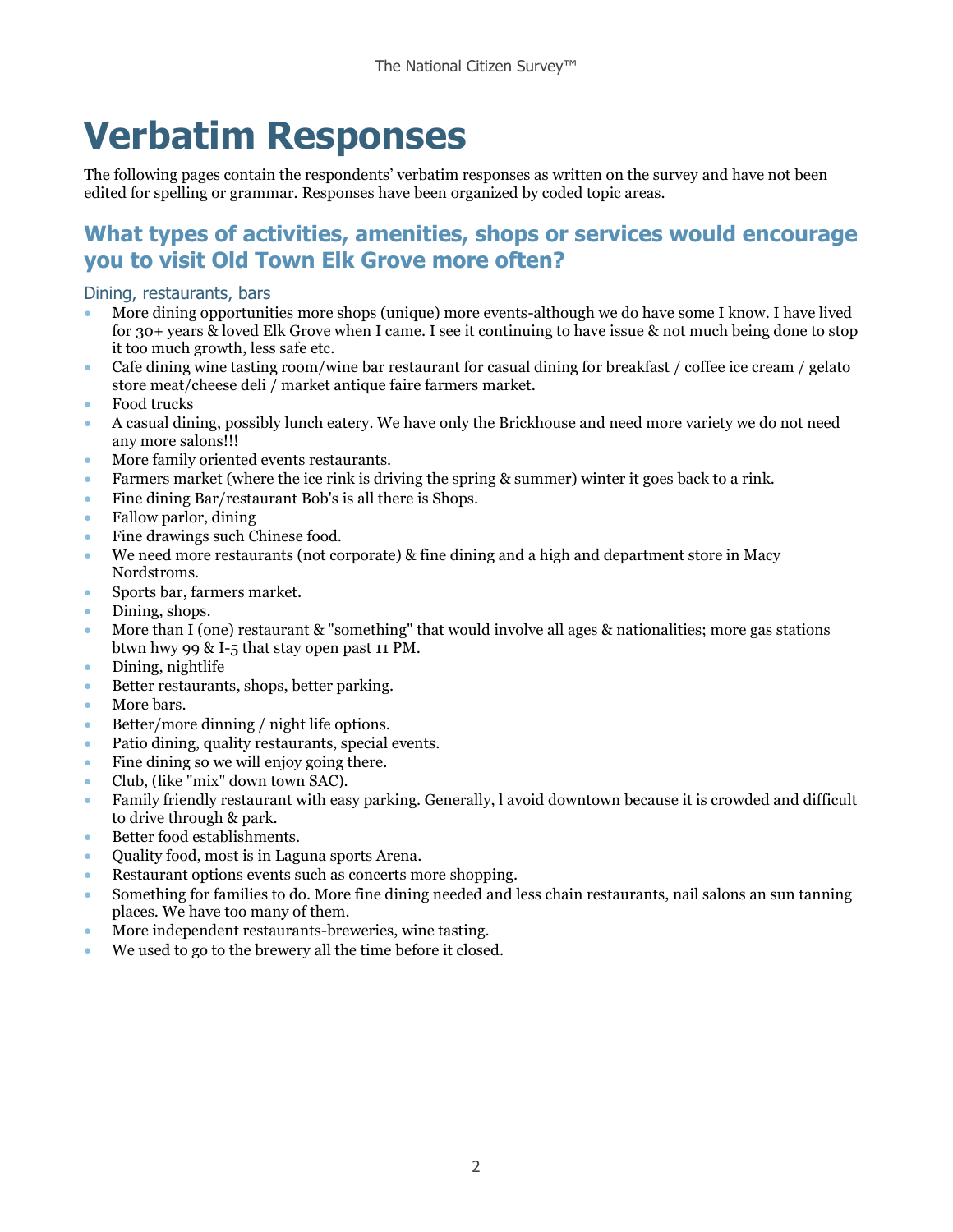# Verbatim Responses

The following pages contain the respondents' verbatim responses as written on the survey and have not been edited for spelling or grammar. Responses have been organized by coded topic areas.

## What types of activities, amenities, shops or services would encourage you to visit Old Town Elk Grove more often?

### Dining, restaurants, bars

- More dining opportunities more shops (unique) more events-although we do have some I know. I have lived for 30+ years & loved Elk Grove when I came. I see it continuing to have issue & not much being done to stop it too much growth, less safe etc.
- Cafe dining wine tasting room/wine bar restaurant for casual dining for breakfast / coffee ice cream / gelato store meat/cheese deli / market antique faire farmers market.
- Food trucks
- A casual dining, possibly lunch eatery. We have only the Brickhouse and need more variety we do not need any more salons!!!
- More family oriented events restaurants.
- Farmers market (where the ice rink is driving the spring & summer) winter it goes back to a rink.
- Fine dining Bar/restaurant Bob's is all there is Shops.
- Fallow parlor, dining
- Fine drawings such Chinese food.
- We need more restaurants (not corporate) & fine dining and a high and department store in Macy Nordstroms.
- Sports bar, farmers market.
- Dining, shops.
- More than I (one) restaurant & "something" that would involve all ages & nationalities; more gas stations btwn hwy 99 & I-5 that stay open past 11 PM.
- Dining, nightlife
- Better restaurants, shops, better parking.
- More bars.
- Better/more dinning / night life options.
- Patio dining, quality restaurants, special events.
- Fine dining so we will enjoy going there.
- Club, (like "mix" down town SAC).
- Family friendly restaurant with easy parking. Generally, l avoid downtown because it is crowded and difficult to drive through & park.
- Better food establishments.
- Quality food, most is in Laguna sports Arena.
- Restaurant options events such as concerts more shopping.
- Something for families to do. More fine dining needed and less chain restaurants, nail salons an sun tanning places. We have too many of them.
- More independent restaurants-breweries, wine tasting.
- We used to go to the brewery all the time before it closed.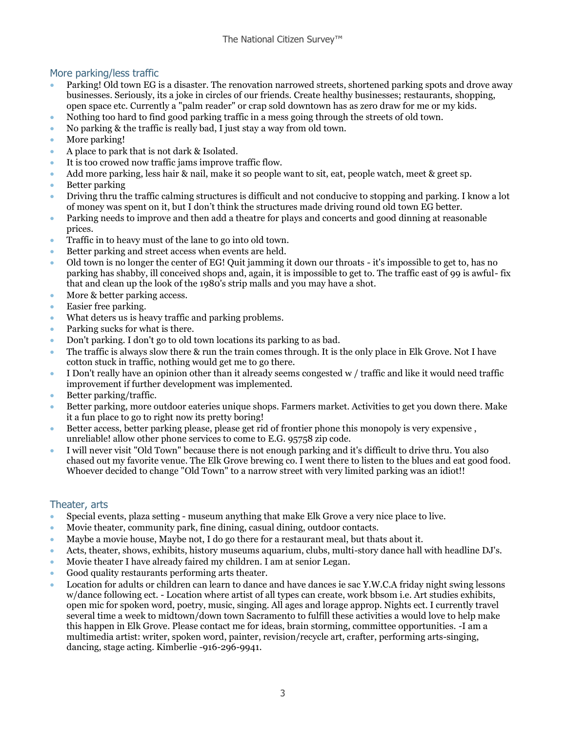## More parking/less traffic

- Parking! Old town EG is a disaster. The renovation narrowed streets, shortened parking spots and drove away businesses. Seriously, its a joke in circles of our friends. Create healthy businesses; restaurants, shopping, open space etc. Currently a "palm reader" or crap sold downtown has as zero draw for me or my kids.
- Nothing too hard to find good parking traffic in a mess going through the streets of old town.
- No parking & the traffic is really bad, I just stay a way from old town.
- More parking!
- A place to park that is not dark & Isolated.
- It is too crowed now traffic jams improve traffic flow.
- Add more parking, less hair & nail, make it so people want to sit, eat, people watch, meet & greet sp.
- Better parking
- Driving thru the traffic calming structures is difficult and not conducive to stopping and parking. I know a lot of money was spent on it, but I don't think the structures made driving round old town EG better.
- Parking needs to improve and then add a theatre for plays and concerts and good dinning at reasonable prices.
- Traffic in to heavy must of the lane to go into old town.
- Better parking and street access when events are held.
- Old town is no longer the center of EG! Quit jamming it down our throats - it's impossible to get to, has no parking has shabby, ill conceived shops and, again, it is impossible to get to. The traffic east of 99 is awful- fix that and clean up the look of the 1980's strip malls and you may have a shot.
- More & better parking access.
- Easier free parking.
- What deters us is heavy traffic and parking problems.
- Parking sucks for what is there.
- Don't parking. I don't go to old town locations its parking to as bad.
- The traffic is always slow there & run the train comes through. It is the only place in Elk Grove. Not I have cotton stuck in traffic, nothing would get me to go there.
- I Don't really have an opinion other than it already seems congested w / traffic and like it would need traffic improvement if further development was implemented.
- Better parking/traffic.
- Better parking, more outdoor eateries unique shops. Farmers market. Activities to get you down there. Make it a fun place to go to right now its pretty boring!
- Better access, better parking please, please get rid of frontier phone this monopoly is very expensive , unreliable! allow other phone services to come to E.G. 95758 zip code.
- I will never visit "Old Town" because there is not enough parking and it's difficult to drive thru. You also chased out my favorite venue. The Elk Grove brewing co. I went there to listen to the blues and eat good food. Whoever decided to change "Old Town" to a narrow street with very limited parking was an idiot!!

## Theater, arts

- Special events, plaza setting - museum anything that make Elk Grove a very nice place to live.
- Movie theater, community park, fine dining, casual dining, outdoor contacts.
- Maybe a movie house, Maybe not, I do go there for a restaurant meal, but thats about it.
- Acts, theater, shows, exhibits, history museums aquarium, clubs, multi-story dance hall with headline DJ's.
- Movie theater I have already faired my children. I am at senior Legan.
- Good quality restaurants performing arts theater.
- Location for adults or children can learn to dance and have dances ie sac Y.W.C.A friday night swing lessons w/dance following ect. - Location where artist of all types can create, work bbsom i.e. Art studies exhibits, open mic for spoken word, poetry, music, singing. All ages and lorage approp. Nights ect. I currently travel several time a week to midtown/down town Sacramento to fulfill these activities a would love to help make this happen in Elk Grove. Please contact me for ideas, brain storming, committee opportunities. -I am a multimedia artist: writer, spoken word, painter, revision/recycle art, crafter, performing arts-singing, dancing, stage acting. Kimberlie -916-296-9941.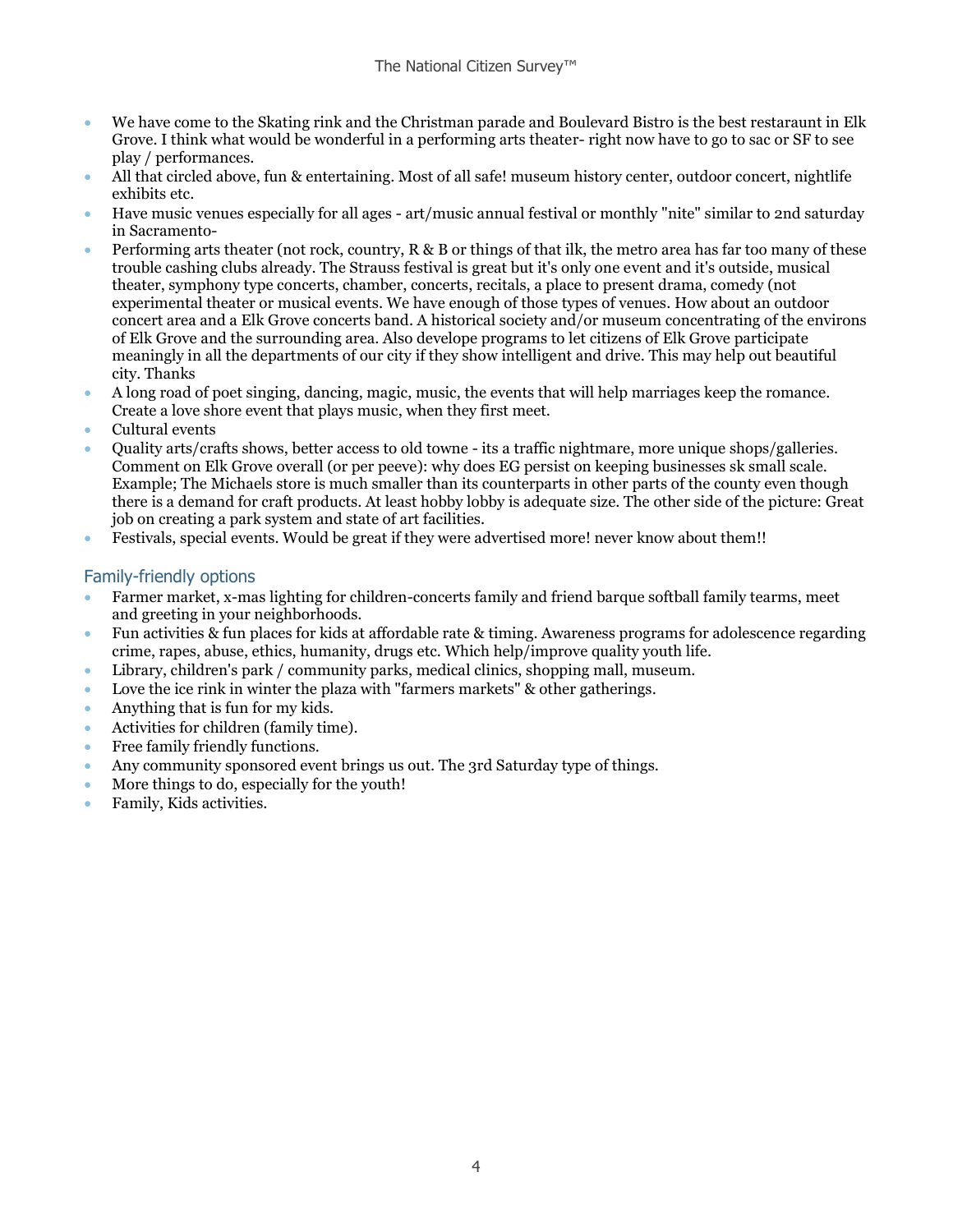- We have come to the Skating rink and the Christman parade and Boulevard Bistro is the best restaraunt in Elk Grove. I think what would be wonderful in a performing arts theater- right now have to go to sac or SF to see play / performances.
- All that circled above, fun & entertaining. Most of all safe! museum history center, outdoor concert, nightlife exhibits etc.
- Have music venues especially for all ages - art/music annual festival or monthly "nite" similar to 2nd saturday in Sacramento-
- Performing arts theater (not rock, country, R & B or things of that ilk, the metro area has far too many of these trouble cashing clubs already. The Strauss festival is great but it's only one event and it's outside, musical theater, symphony type concerts, chamber, concerts, recitals, a place to present drama, comedy (not experimental theater or musical events. We have enough of those types of venues. How about an outdoor concert area and a Elk Grove concerts band. A historical society and/or museum concentrating of the environs of Elk Grove and the surrounding area. Also develope programs to let citizens of Elk Grove participate meaningly in all the departments of our city if they show intelligent and drive. This may help out beautiful city. Thanks
- A long road of poet singing, dancing, magic, music, the events that will help marriages keep the romance. Create a love shore event that plays music, when they first meet.
- Cultural events
- Quality arts/crafts shows, better access to old towne - its a traffic nightmare, more unique shops/galleries. Comment on Elk Grove overall (or per peeve): why does EG persist on keeping businesses sk small scale. Example; The Michaels store is much smaller than its counterparts in other parts of the county even though there is a demand for craft products. At least hobby lobby is adequate size. The other side of the picture: Great job on creating a park system and state of art facilities.
- Festivals, special events. Would be great if they were advertised more! never know about them!!

## Family-friendly options

- Farmer market, x-mas lighting for children-concerts family and friend barque softball family tearms, meet and greeting in your neighborhoods.
- Fun activities & fun places for kids at affordable rate & timing. Awareness programs for adolescence regarding crime, rapes, abuse, ethics, humanity, drugs etc. Which help/improve quality youth life.
- Library, children's park / community parks, medical clinics, shopping mall, museum.
- Love the ice rink in winter the plaza with "farmers markets" & other gatherings.
- Anything that is fun for my kids.
- Activities for children (family time).
- Free family friendly functions.
- Any community sponsored event brings us out. The 3rd Saturday type of things.
- More things to do, especially for the youth!
- Family, Kids activities.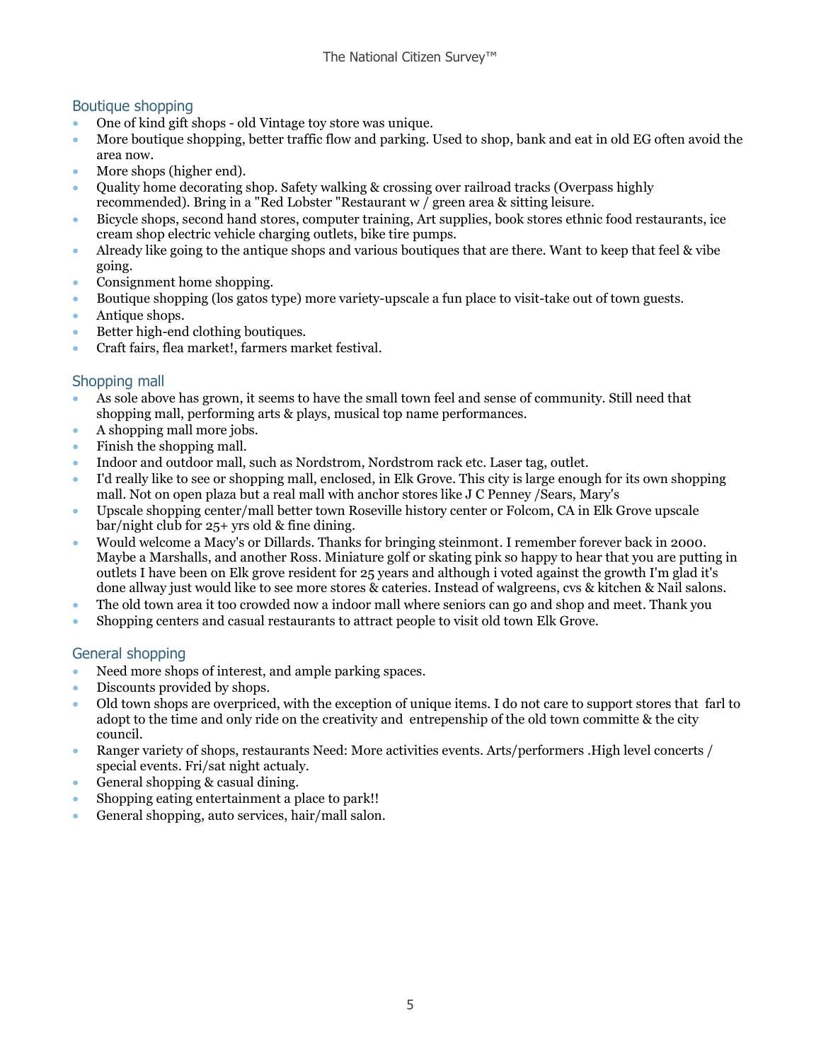## Boutique shopping

- One of kind gift shops - old Vintage toy store was unique.
- More boutique shopping, better traffic flow and parking. Used to shop, bank and eat in old EG often avoid the area now.
- More shops (higher end).
- Quality home decorating shop. Safety walking & crossing over railroad tracks (Overpass highly recommended). Bring in a "Red Lobster "Restaurant w / green area & sitting leisure.
- Bicycle shops, second hand stores, computer training, Art supplies, book stores ethnic food restaurants, ice cream shop electric vehicle charging outlets, bike tire pumps.
- Already like going to the antique shops and various boutiques that are there. Want to keep that feel & vibe going.
- Consignment home shopping.
- Boutique shopping (los gatos type) more variety-upscale a fun place to visit-take out of town guests.
- Antique shops.
- Better high-end clothing boutiques.
- Craft fairs, flea market!, farmers market festival.

## Shopping mall

- As sole above has grown, it seems to have the small town feel and sense of community. Still need that shopping mall, performing arts & plays, musical top name performances.
- A shopping mall more jobs.
- Finish the shopping mall.
- Indoor and outdoor mall, such as Nordstrom, Nordstrom rack etc. Laser tag, outlet.
- I'd really like to see or shopping mall, enclosed, in Elk Grove. This city is large enough for its own shopping mall. Not on open plaza but a real mall with anchor stores like J C Penney /Sears, Mary's
- Upscale shopping center/mall better town Roseville history center or Folcom, CA in Elk Grove upscale bar/night club for 25+ yrs old & fine dining.
- Would welcome a Macy's or Dillards. Thanks for bringing steinmont. I remember forever back in 2000. Maybe a Marshalls, and another Ross. Miniature golf or skating pink so happy to hear that you are putting in outlets I have been on Elk grove resident for 25 years and although i voted against the growth I'm glad it's done allway just would like to see more stores & cateries. Instead of walgreens, cvs & kitchen & Nail salons.
- The old town area it too crowded now a indoor mall where seniors can go and shop and meet. Thank you
- Shopping centers and casual restaurants to attract people to visit old town Elk Grove.

## General shopping

- Need more shops of interest, and ample parking spaces.
- Discounts provided by shops.
- Old town shops are overpriced, with the exception of unique items. I do not care to support stores that farl to adopt to the time and only ride on the creativity and entrepenship of the old town committe & the city council.
- Ranger variety of shops, restaurants Need: More activities events. Arts/performers .High level concerts / special events. Fri/sat night actualy.
- General shopping & casual dining.
- Shopping eating entertainment a place to park!!
- General shopping, auto services, hair/mall salon.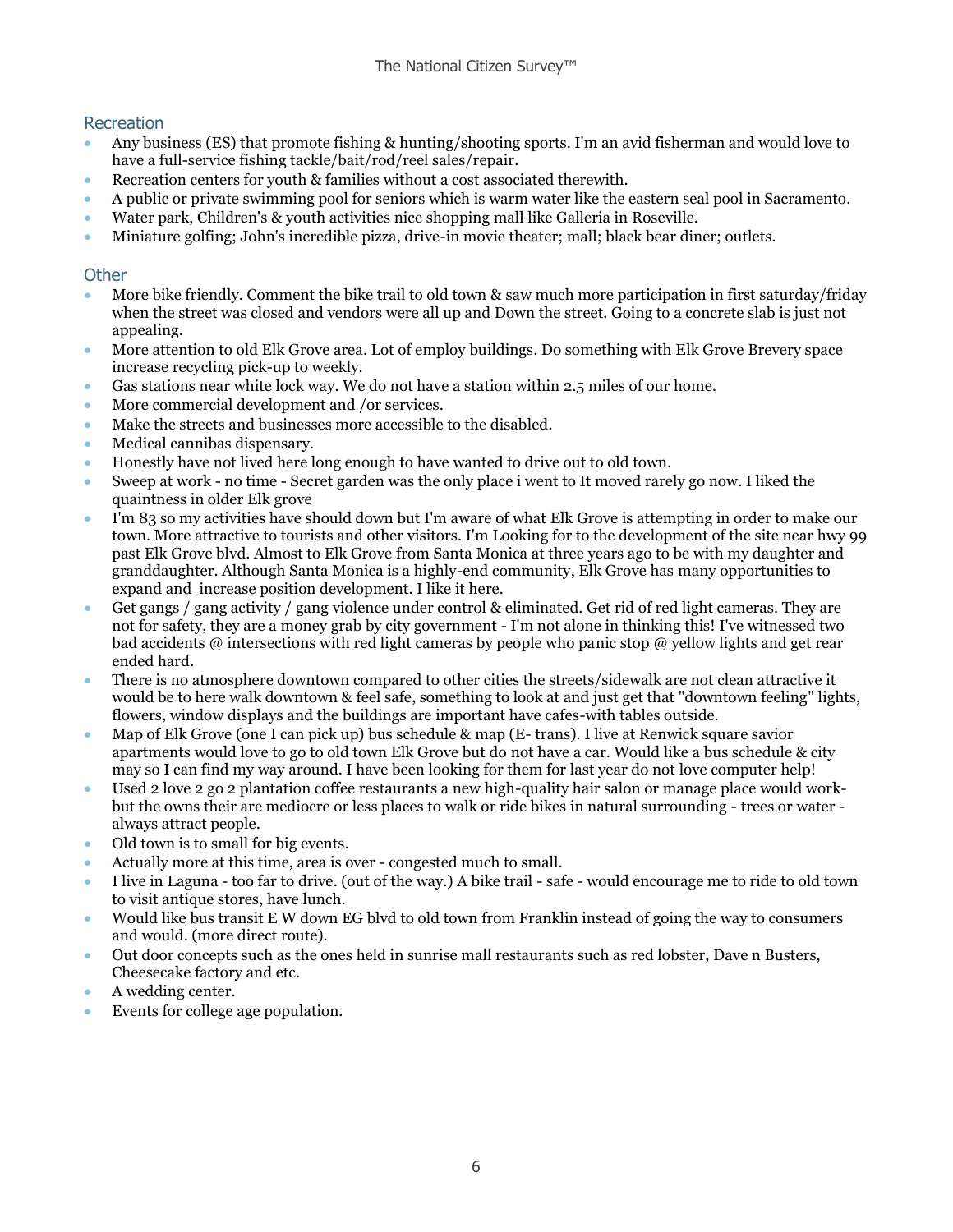## Recreation

- Any business (ES) that promote fishing & hunting/shooting sports. I'm an avid fisherman and would love to have a full-service fishing tackle/bait/rod/reel sales/repair.
- Recreation centers for youth & families without a cost associated therewith.
- A public or private swimming pool for seniors which is warm water like the eastern seal pool in Sacramento.
- Water park, Children's & youth activities nice shopping mall like Galleria in Roseville.
- Miniature golfing; John's incredible pizza, drive-in movie theater; mall; black bear diner; outlets.

## Other

- More bike friendly. Comment the bike trail to old town & saw much more participation in first saturday/friday when the street was closed and vendors were all up and Down the street. Going to a concrete slab is just not appealing.
- More attention to old Elk Grove area. Lot of employ buildings. Do something with Elk Grove Brevery space increase recycling pick-up to weekly.
- Gas stations near white lock way. We do not have a station within 2.5 miles of our home.
- More commercial development and /or services.
- Make the streets and businesses more accessible to the disabled.
- Medical cannibas dispensary.
- Honestly have not lived here long enough to have wanted to drive out to old town.
- Sweep at work - no time - Secret garden was the only place i went to It moved rarely go now. I liked the quaintness in older Elk grove
- I'm 83 so my activities have should down but I'm aware of what Elk Grove is attempting in order to make our town. More attractive to tourists and other visitors. I'm Looking for to the development of the site near hwy 99 past Elk Grove blvd. Almost to Elk Grove from Santa Monica at three years ago to be with my daughter and granddaughter. Although Santa Monica is a highly-end community, Elk Grove has many opportunities to expand and increase position development. I like it here.
- Get gangs / gang activity / gang violence under control & eliminated. Get rid of red light cameras. They are not for safety, they are a money grab by city government - I'm not alone in thinking this! I've witnessed two bad accidents @ intersections with red light cameras by people who panic stop @ yellow lights and get rear ended hard.
- There is no atmosphere downtown compared to other cities the streets/sidewalk are not clean attractive it would be to here walk downtown & feel safe, something to look at and just get that "downtown feeling" lights, flowers, window displays and the buildings are important have cafes-with tables outside.
- Map of Elk Grove (one I can pick up) bus schedule & map (E- trans). I live at Renwick square savior apartments would love to go to old town Elk Grove but do not have a car. Would like a bus schedule & city may so I can find my way around. I have been looking for them for last year do not love computer help!
- Used 2 love 2 go 2 plantation coffee restaurants a new high-quality hair salon or manage place would work-but the owns their are mediocre or less places to walk or ride bikes in natural surrounding - trees or water - always attract people.
- Old town is to small for big events.
- Actually more at this time, area is over - congested much to small.
- I live in Laguna - too far to drive. (out of the way.) A bike trail - safe - would encourage me to ride to old town to visit antique stores, have lunch.
- Would like bus transit E W down EG blvd to old town from Franklin instead of going the way to consumers and would. (more direct route).
- Out door concepts such as the ones held in sunrise mall restaurants such as red lobster, Dave n Busters, Cheesecake factory and etc.
- A wedding center.
- Events for college age population.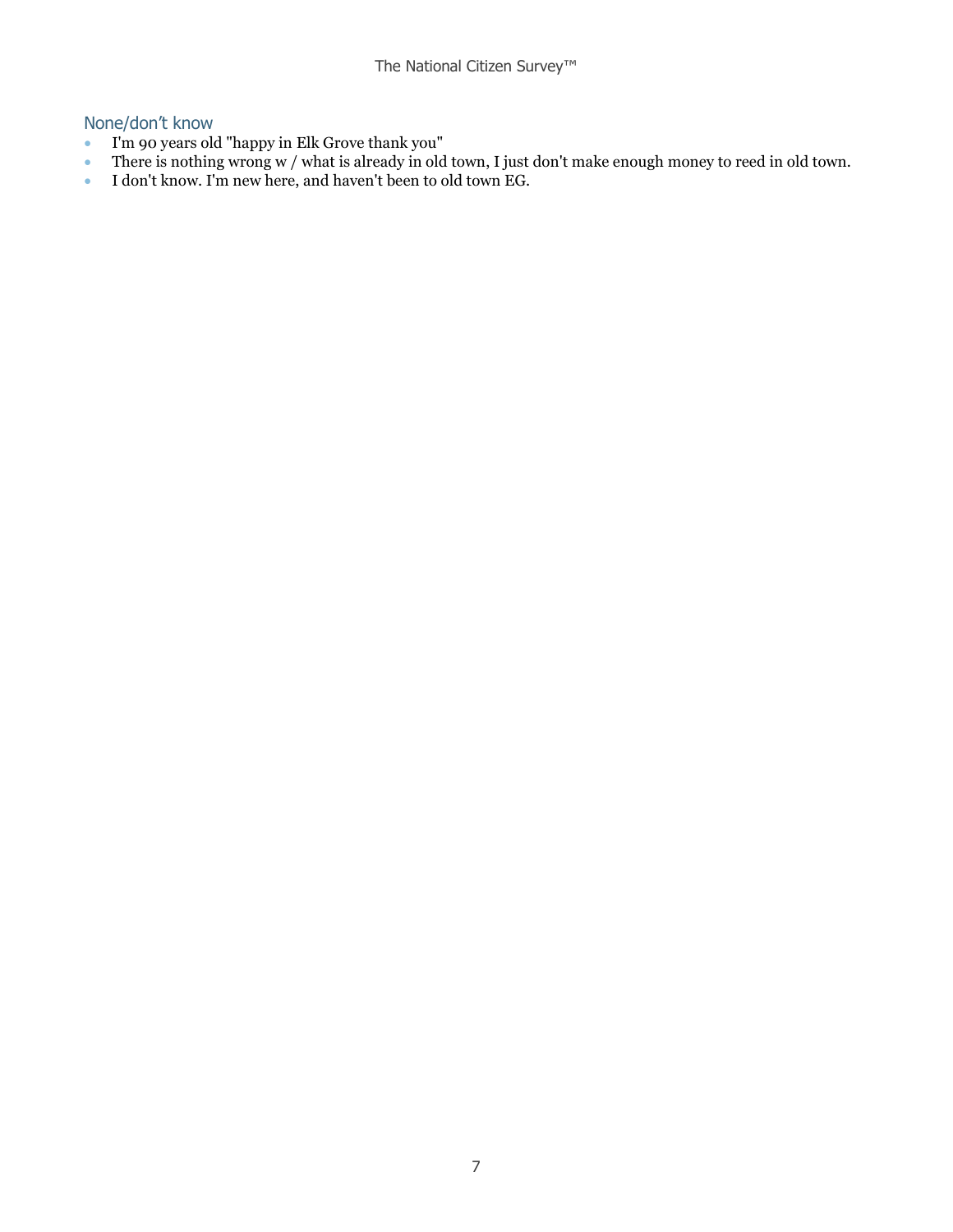### None/don't know

- I'm 90 years old "happy in Elk Grove thank you"
- There is nothing wrong w / what is already in old town, I just don't make enough money to reed in old town.
- I don't know. I'm new here, and haven't been to old town EG.